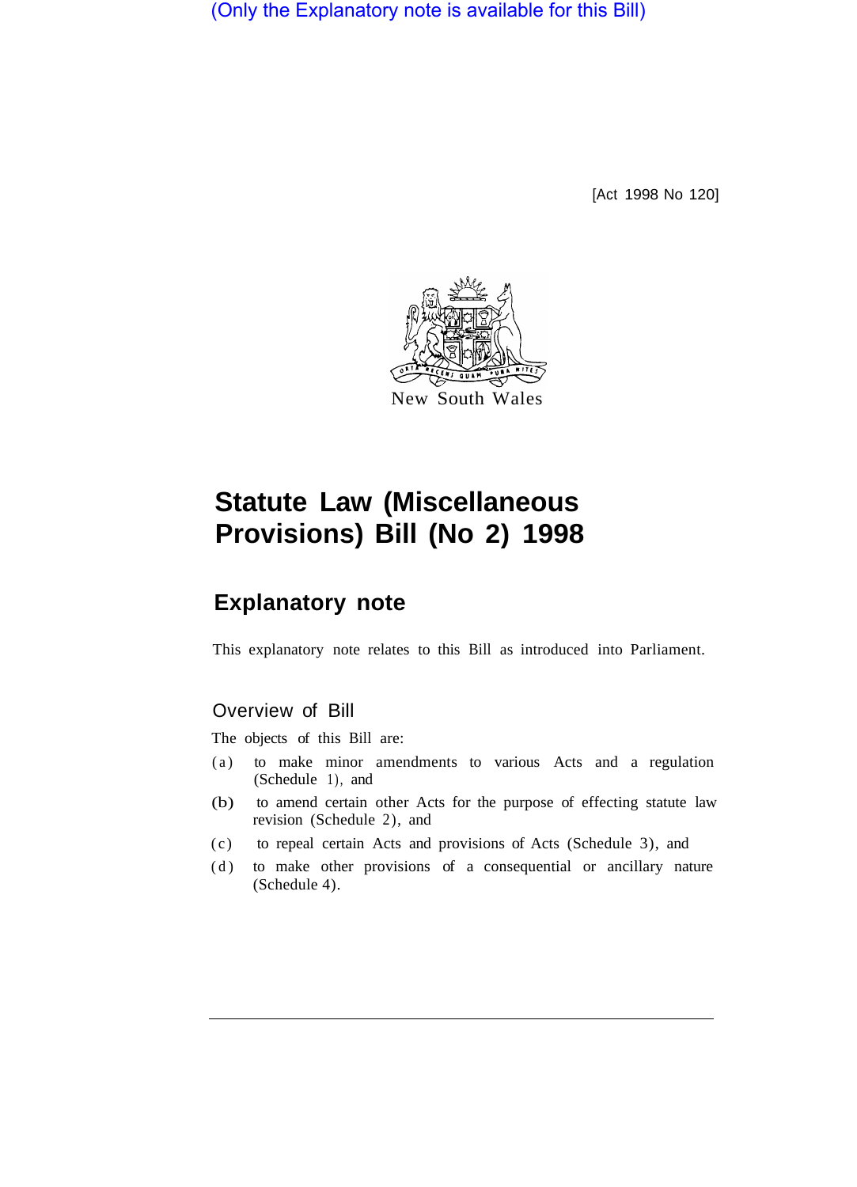(Only the Explanatory note is available for this Bill)

[Act 1998 No 120]

New South Wales

# Statute Law (Miscellaneous Provisions) Bill (No 2) 1998

## Explanatory note

This explanatory note relates to this Bill as introduced into Parliament.

### Overview of Bill

The objects of this Bill are:

(a) to make minor amendments to various Acts and a regulation (Schedule 1), and

(b) to amend certain other Acts for the purpose of effecting statute law revision (Schedule 2), and

(c) to repeal certain Acts and provisions of Acts (Schedule 3), and

(d) to make other provisions of a consequential or ancillary nature (Schedule 4).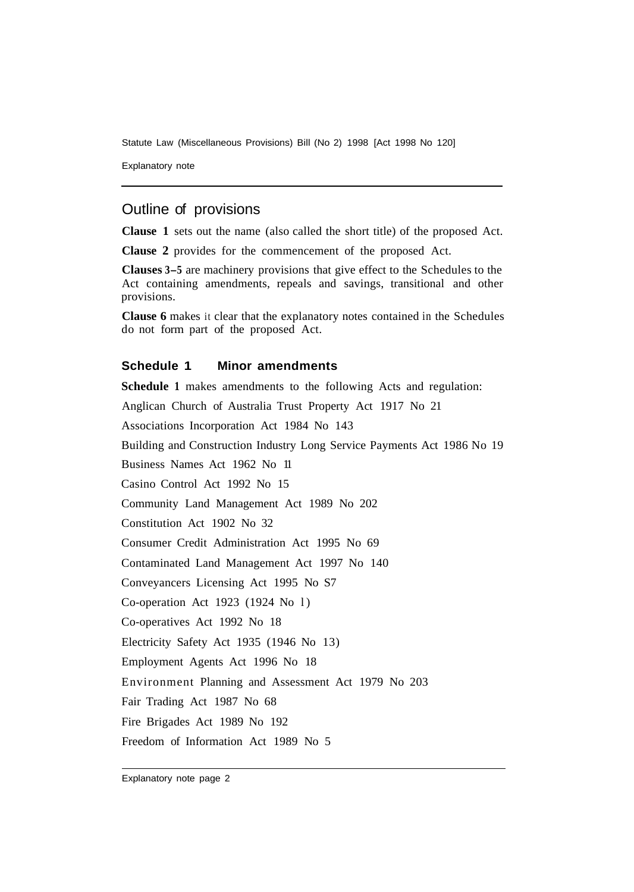## Outline of provisions

**Clause 1** sets out the name (also called the short title) of the proposed Act.

**Clause 2** provides for the commencement of the proposed Act.

**Clauses 3–5** are machinery provisions that give effect to the Schedules to the Act containing amendments, repeals and savings, transitional and other provisions.

**Clause 6** makes it clear that the explanatory notes contained in the Schedules do not form part of the proposed Act.

### Schedule 1 Minor amendments

**Schedule 1** makes amendments to the following Acts and regulation:

Anglican Church of Australia Trust Property Act 1917 No 21

Associations Incorporation Act 1984 No 143

Building and Construction Industry Long Service Payments Act 1986 No 19

Business Names Act 1962 No 11

Casino Control Act 1992 No 15

Community Land Management Act 1989 No 202

Constitution Act 1902 No 32

Consumer Credit Administration Act 1995 No 69

Contaminated Land Management Act 1997 No 140

Conveyancers Licensing Act 1995 No S7

Co-operation Act 1923 (1924 No 1)

Co-operatives Act 1992 No 18

Electricity Safety Act 1935 (1946 No 13)

Employment Agents Act 1996 No 18

Environment Planning and Assessment Act 1979 No 203

Fair Trading Act 1987 No 68

Fire Brigades Act 1989 No 192

Freedom of Information Act 1989 No 5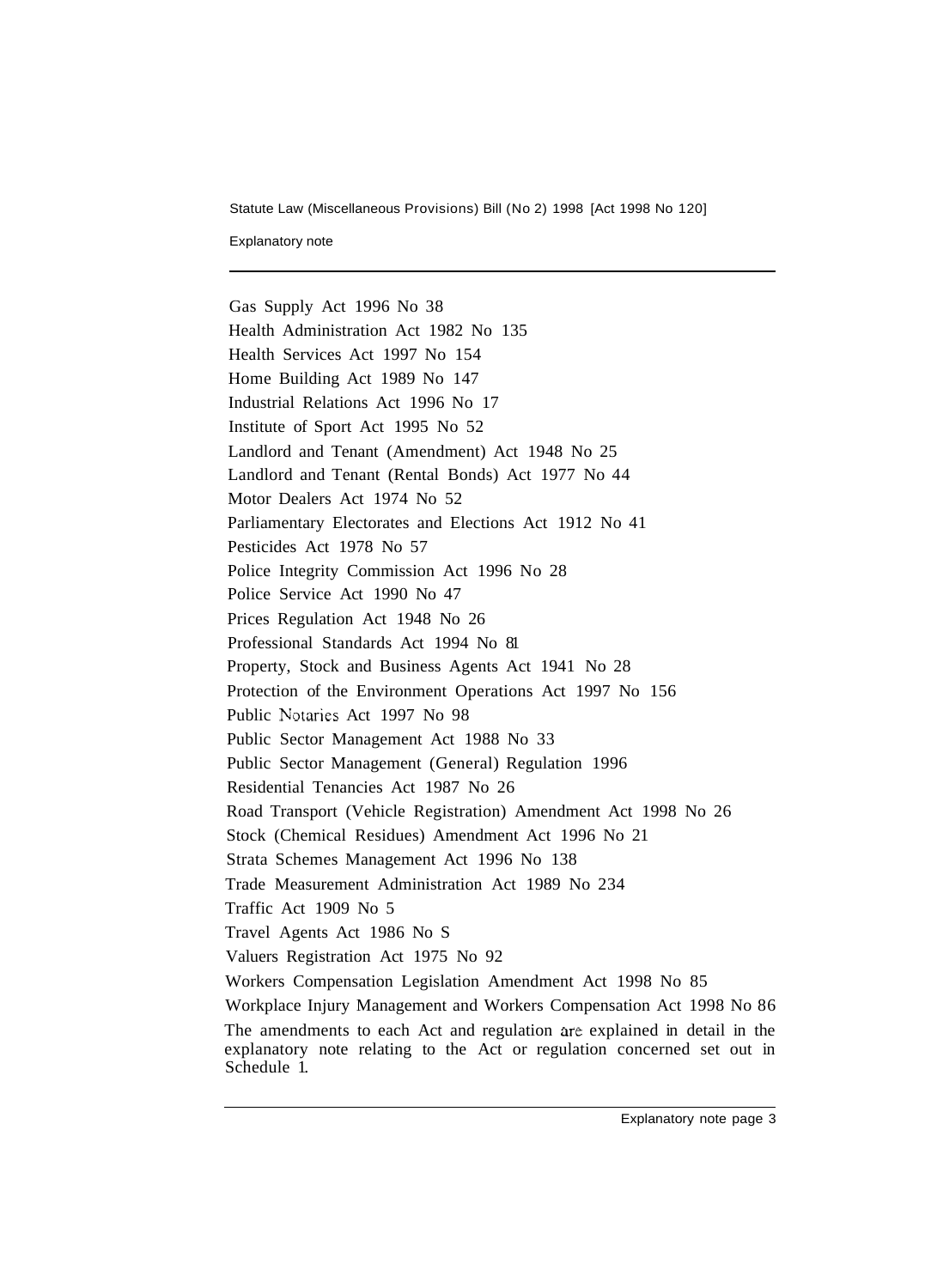Gas Supply Act 1996 No 38
Health Administration Act 1982 No 135
Health Services Act 1997 No 154
Home Building Act 1989 No 147
Industrial Relations Act 1996 No 17
Institute of Sport Act 1995 No 52
Landlord and Tenant (Amendment) Act 1948 No 25
Landlord and Tenant (Rental Bonds) Act 1977 No 44
Motor Dealers Act 1974 No 52
Parliamentary Electorates and Elections Act 1912 No 41
Pesticides Act 1978 No 57
Police Integrity Commission Act 1996 No 28
Police Service Act 1990 No 47
Prices Regulation Act 1948 No 26
Professional Standards Act 1994 No 81
Property, Stock and Business Agents Act 1941 No 28
Protection of the Environment Operations Act 1997 No 156
Public Notaries Act 1997 No 98
Public Sector Management Act 1988 No 33
Public Sector Management (General) Regulation 1996
Residential Tenancies Act 1987 No 26
Road Transport (Vehicle Registration) Amendment Act 1998 No 26
Stock (Chemical Residues) Amendment Act 1996 No 21
Strata Schemes Management Act 1996 No 138
Trade Measurement Administration Act 1989 No 234
Traffic Act 1909 No 5
Travel Agents Act 1986 No S
Valuers Registration Act 1975 No 92
Workers Compensation Legislation Amendment Act 1998 No 85
Workplace Injury Management and Workers Compensation Act 1998 No 86

The amendments to each Act and regulation are explained in detail in the explanatory note relating to the Act or regulation concerned set out in Schedule 1.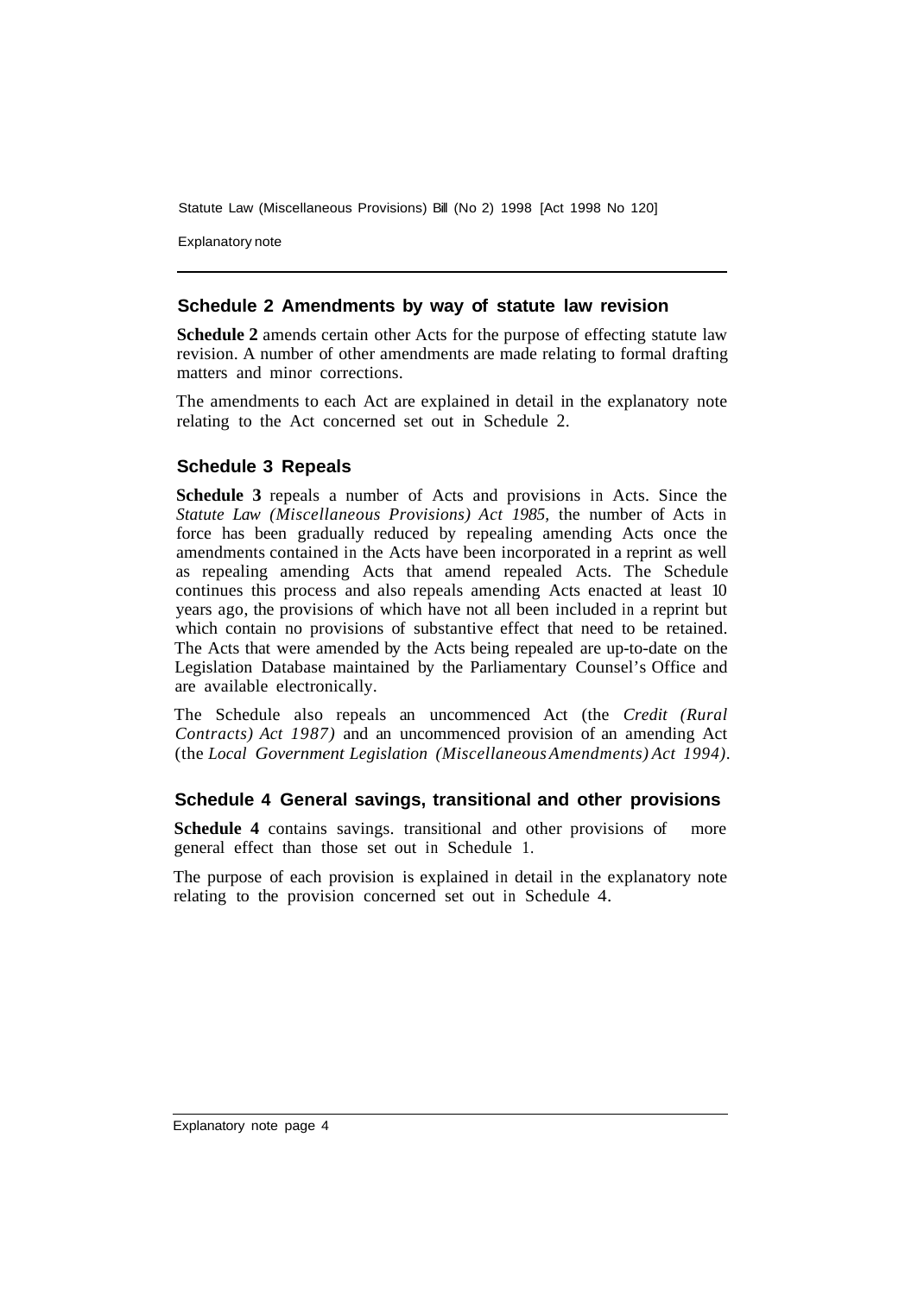## Schedule 2 Amendments by way of statute law revision

**Schedule 2** amends certain other Acts for the purpose of effecting statute law revision. A number of other amendments are made relating to formal drafting matters and minor corrections.

The amendments to each Act are explained in detail in the explanatory note relating to the Act concerned set out in Schedule 2.

## Schedule 3 Repeals

**Schedule 3** repeals a number of Acts and provisions in Acts. Since the *Statute Law (Miscellaneous Provisions) Act 1985,* the number of Acts in force has been gradually reduced by repealing amending Acts once the amendments contained in the Acts have been incorporated in a reprint as well as repealing amending Acts that amend repealed Acts. The Schedule continues this process and also repeals amending Acts enacted at least 10 years ago, the provisions of which have not all been included in a reprint but which contain no provisions of substantive effect that need to be retained. The Acts that were amended by the Acts being repealed are up-to-date on the Legislation Database maintained by the Parliamentary Counsel's Office and are available electronically.

The Schedule also repeals an uncommenced Act (the *Credit (Rural Contracts) Act 1987)* and an uncommenced provision of an amending Act (the *Local Government Legislation (Miscellaneous Amendments) Act 1994)*.

## Schedule 4 General savings, transitional and other provisions

**Schedule 4** contains savings. transitional and other provisions of more general effect than those set out in Schedule 1.

The purpose of each provision is explained in detail in the explanatory note relating to the provision concerned set out in Schedule 4.